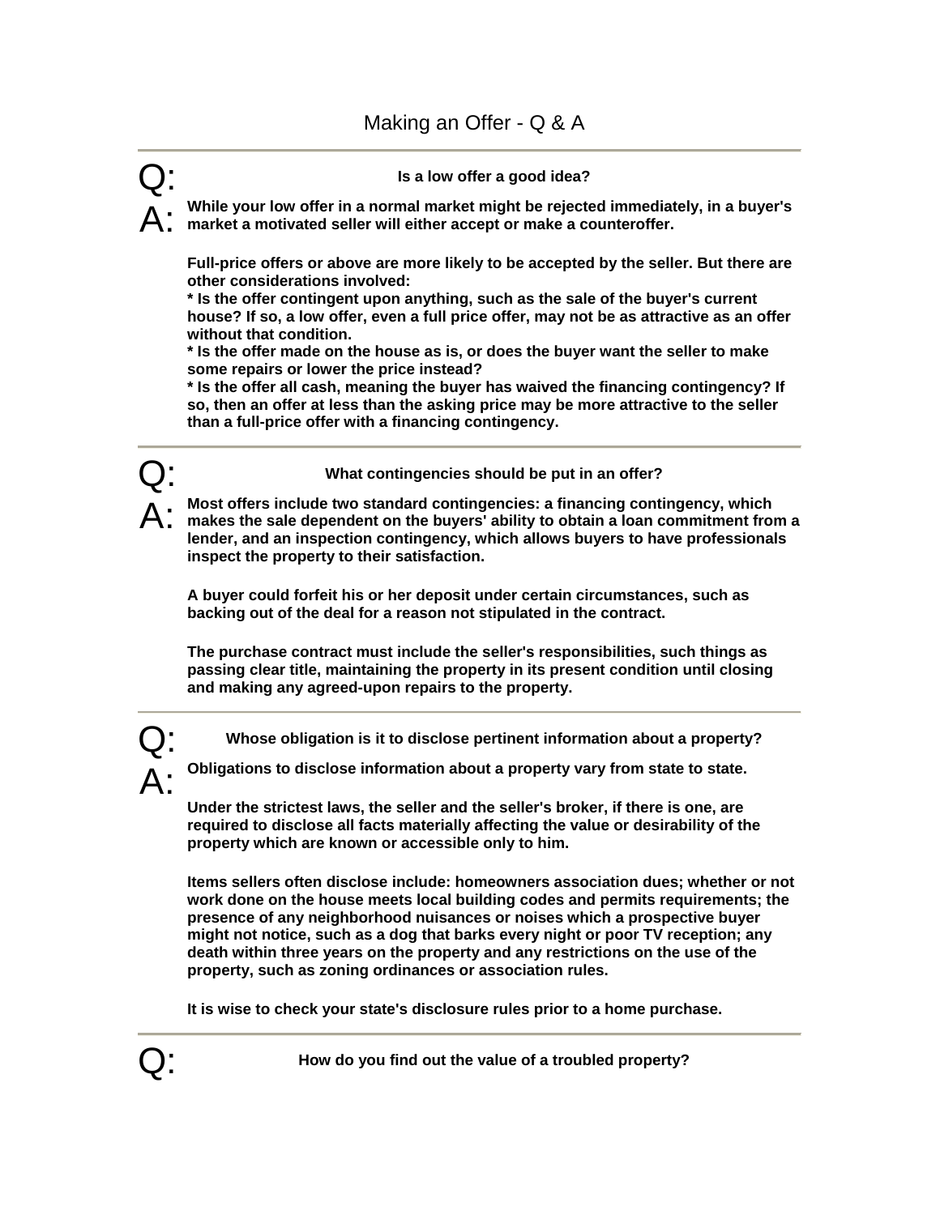# Making an Off­er - Q & A

---

**Q:** **Is a low offer a good idea?**

**A:** **While your low offer in a normal market might be rejected immediately, in a buyer's market a motivated seller will either accept or make a counteroffer.**

**Full-price offers or above are more likely to be accepted by the seller. But there are other considerations involved:**
**\* Is the offer contingent upon anything, such as the sale of the buyer's current house? If so, a low offer, even a full price offer, may not be as attractive as an offer without that condition.**
**\* Is the offer made on the house as is, or does the buyer want the seller to make some repairs or lower the price instead?**
**\* Is the offer all cash, meaning the buyer has waived the financing contingency? If so, then an offer at less than the asking price may be more attractive to the seller than a full-price offer with a financing contingency.**

---

**Q:** **What contingencies should be put in an offer?**

**A:** **Most offers include two standard contingencies: a financing contingency, which makes the sale dependent on the buyers' ability to obtain a loan commitment from a lender, and an inspection contingency, which allows buyers to have professionals inspect the property to their satisfaction.**

**A buyer could forfeit his or her deposit under certain circumstances, such as backing out of the deal for a reason not stipulated in the contract.**

**The purchase contract must include the seller's responsibilities, such things as passing clear title, maintaining the property in its present condition until closing and making any agreed-upon repairs to the property.**

---

**Q:** **Whose obligation is it to disclose pertinent information about a property?**

**A:** **Obligations to disclose information about a property vary from state to state.**

**Under the strictest laws, the seller and the seller's broker, if there is one, are required to disclose all facts materially affecting the value or desirability of the property which are known or accessible only to him.**

**Items sellers often disclose include: homeowners association dues; whether or not work done on the house meets local building codes and permits requirements; the presence of any neighborhood nuisances or noises which a prospective buyer might not notice, such as a dog that barks every night or poor TV reception; any death within three years on the property and any restrictions on the use of the property, such as zoning ordinances or association rules.**

**It is wise to check your state's disclosure rules prior to a home purchase.**

---

**Q:** **How do you find out the value of a troubled property?**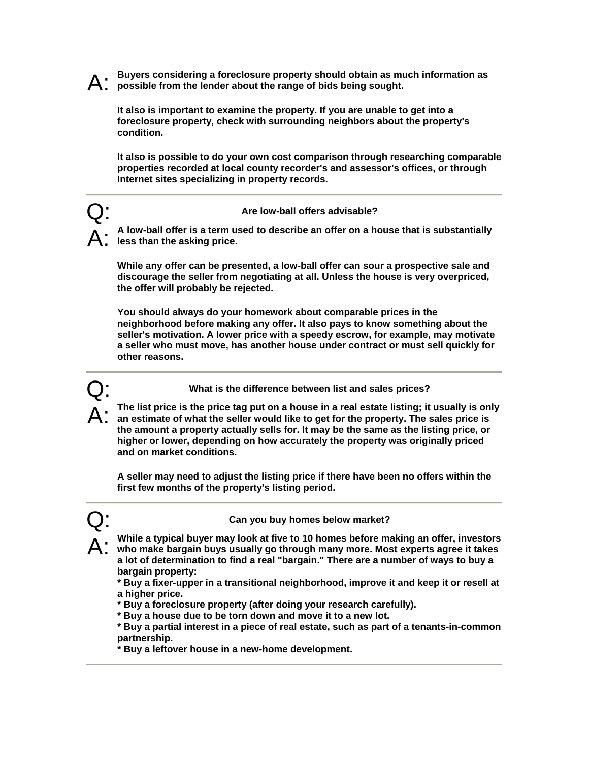**A:** Buyers considering a foreclosure property should obtain as much information as possible from the lender about the range of bids being sought.

It also is important to examine the property. If you are unable to get into a foreclosure property, check with surrounding neighbors about the property's condition.

It also is possible to do your own cost comparison through researching comparable properties recorded at local county recorder's and assessor's offices, or through Internet sites specializing in property records.

---

**Q: Are low-ball offers advisable?**

**A:** A low-ball offer is a term used to describe an offer on a house that is substantially less than the asking price.

While any offer can be presented, a low-ball offer can sour a prospective sale and discourage the seller from negotiating at all. Unless the house is very overpriced, the offer will probably be rejected.

You should always do your homework about comparable prices in the neighborhood before making any offer. It also pays to know something about the seller's motivation. A lower price with a speedy escrow, for example, may motivate a seller who must move, has another house under contract or must sell quickly for other reasons.

---

**Q: What is the difference between list and sales prices?**

**A:** The list price is the price tag put on a house in a real estate listing; it usually is only an estimate of what the seller would like to get for the property. The sales price is the amount a property actually sells for. It may be the same as the listing price, or higher or lower, depending on how accurately the property was originally priced and on market conditions.

A seller may need to adjust the listing price if there have been no offers within the first few months of the property's listing period.

---

**Q: Can you buy homes below market?**

**A:** While a typical buyer may look at five to 10 homes before making an offer, investors who make bargain buys usually go through many more. Most experts agree it takes a lot of determination to find a real "bargain." There are a number of ways to buy a bargain property:

* Buy a fixer-upper in a transitional neighborhood, improve it and keep it or resell at a higher price.
* Buy a foreclosure property (after doing your research carefully).
* Buy a house due to be torn down and move it to a new lot.
* Buy a partial interest in a piece of real estate, such as part of a tenants-in-common partnership.
* Buy a leftover house in a new-home development.

---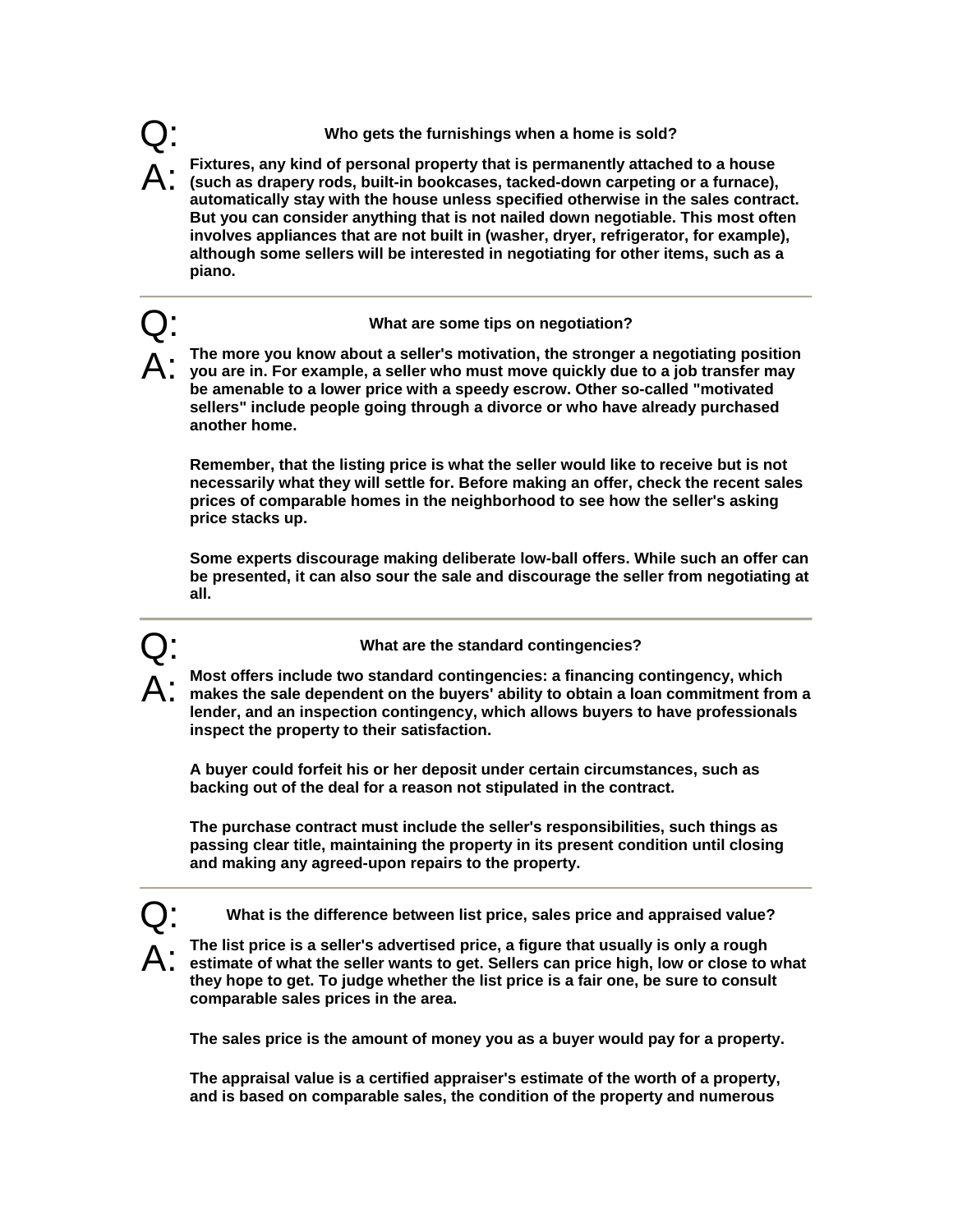**Q:** **Who gets the furnishings when a home is sold?**

**A:** **Fixtures, any kind of personal property that is permanently attached to a house (such as drapery rods, built-in bookcases, tacked-down carpeting or a furnace), automatically stay with the house unless specified otherwise in the sales contract. But you can consider anything that is not nailed down negotiable. This most often involves appliances that are not built in (washer, dryer, refrigerator, for example), although some sellers will be interested in negotiating for other items, such as a piano.**

---

**Q:** **What are some tips on negotiation?**

**A:** **The more you know about a seller's motivation, the stronger a negotiating position you are in. For example, a seller who must move quickly due to a job transfer may be amenable to a lower price with a speedy escrow. Other so-called "motivated sellers" include people going through a divorce or who have already purchased another home.**

**Remember, that the listing price is what the seller would like to receive but is not necessarily what they will settle for. Before making an offer, check the recent sales prices of comparable homes in the neighborhood to see how the seller's asking price stacks up.**

**Some experts discourage making deliberate low-ball offers. While such an offer can be presented, it can also sour the sale and discourage the seller from negotiating at all.**

---

**Q:** **What are the standard contingencies?**

**A:** **Most offers include two standard contingencies: a financing contingency, which makes the sale dependent on the buyers' ability to obtain a loan commitment from a lender, and an inspection contingency, which allows buyers to have professionals inspect the property to their satisfaction.**

**A buyer could forfeit his or her deposit under certain circumstances, such as backing out of the deal for a reason not stipulated in the contract.**

**The purchase contract must include the seller's responsibilities, such things as passing clear title, maintaining the property in its present condition until closing and making any agreed-upon repairs to the property.**

---

**Q:** **What is the difference between list price, sales price and appraised value?**

**A:** **The list price is a seller's advertised price, a figure that usually is only a rough estimate of what the seller wants to get. Sellers can price high, low or close to what they hope to get. To judge whether the list price is a fair one, be sure to consult comparable sales prices in the area.**

**The sales price is the amount of money you as a buyer would pay for a property.**

**The appraisal value is a certified appraiser's estimate of the worth of a property, and is based on comparable sales, the condition of the property and numerous**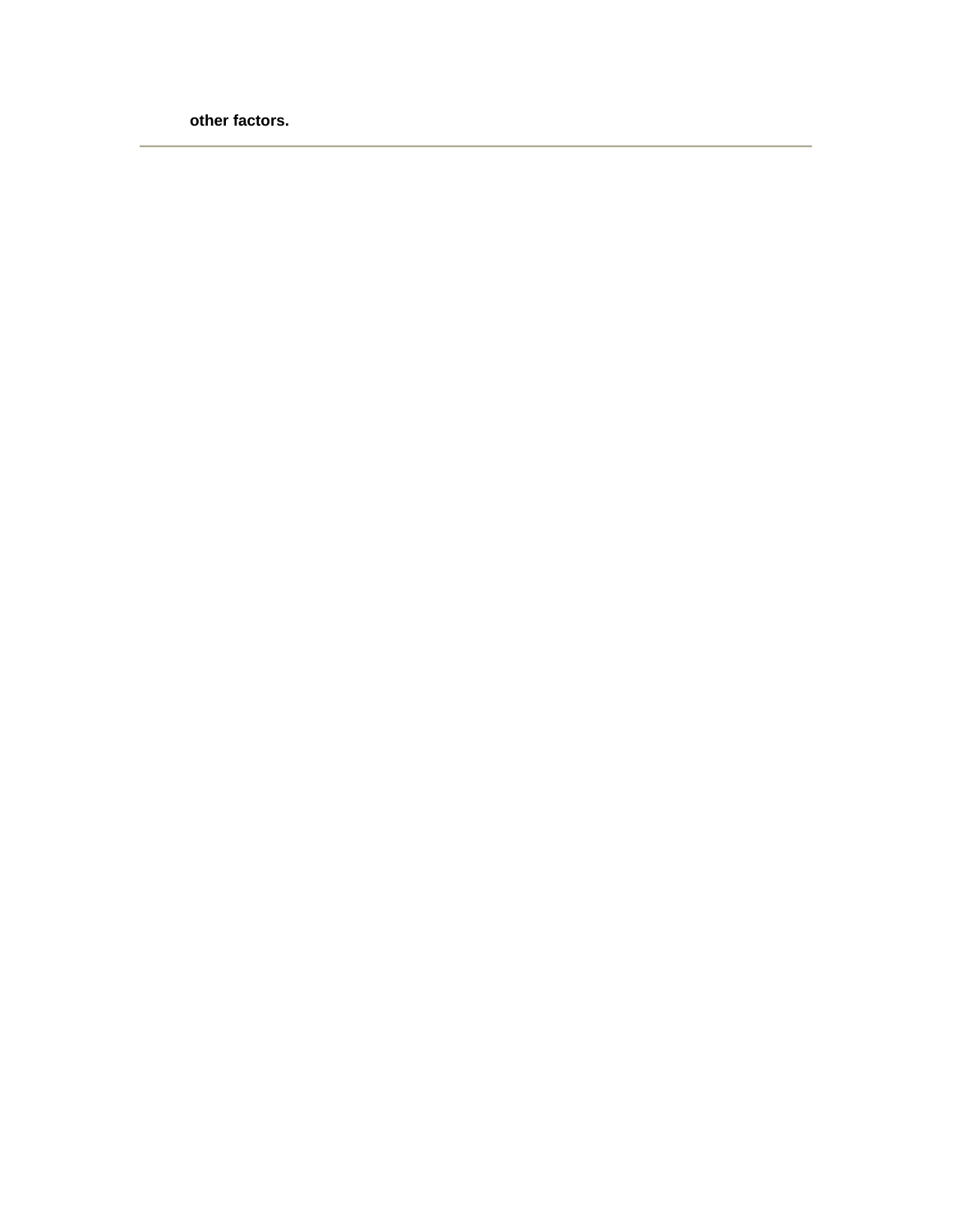**other factors.**

---